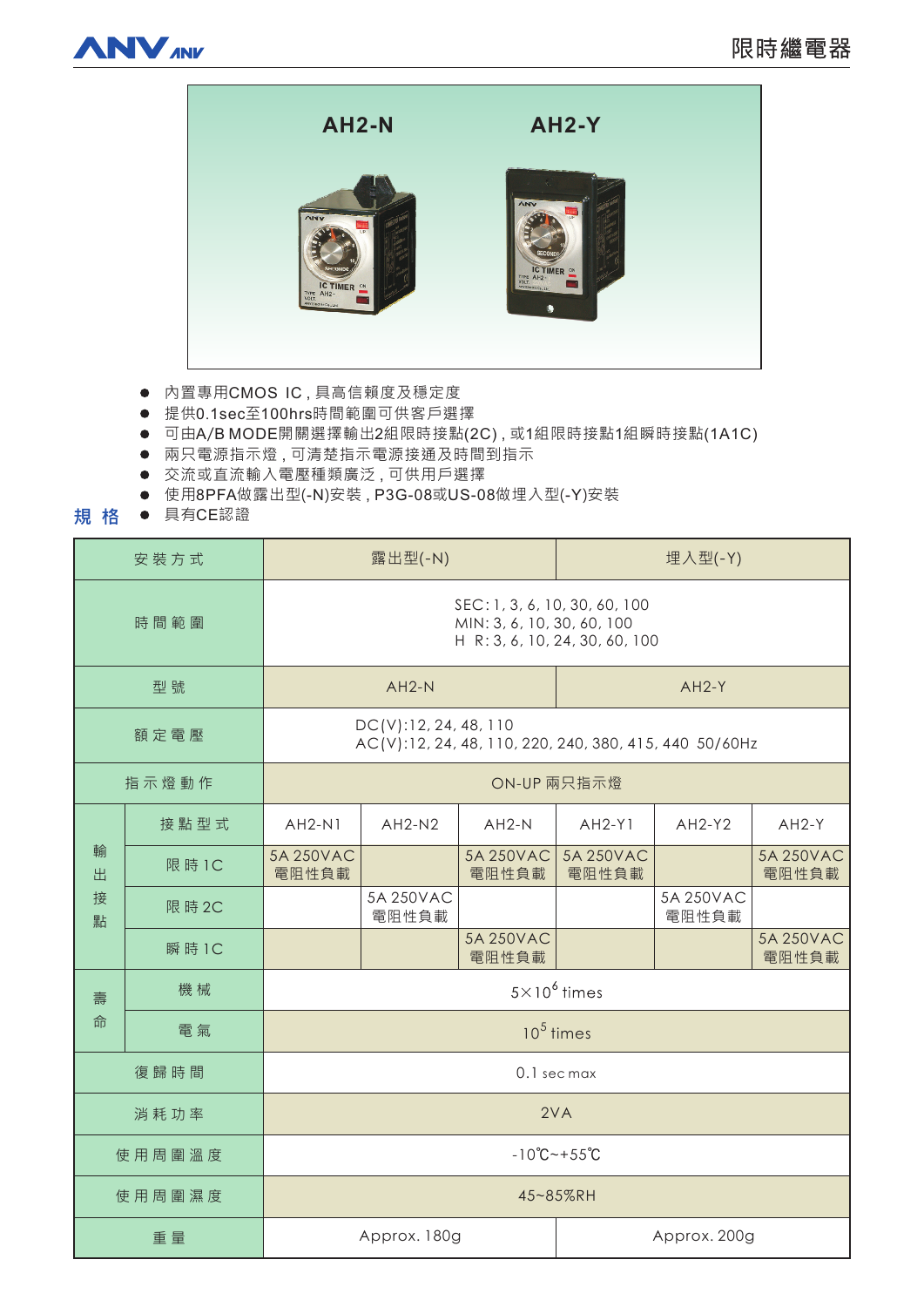# 限時繼電器

AH2-N　　AH2-Y

- 內置專用CMOS IC，具高信賴度及穩定度
- 提供0.1sec至100hrs時間範圍可供客戶選擇
- 可由A/B MODE開關選擇輸出2組限時接點(2C)，或1組限時接點1組瞬時接點(1A1C)
- 兩只電源指示燈，可清楚指示電源接通及時間到指示
- 交流或直流輸入電壓種類廣泛，可供用戶選擇
- 使用8PFA做露出型(-N)安裝，P3G-08或US-08做埋入型(-Y)安裝
- 具有CE認證

## 規 格

| 安裝方式 | | 露出型(-N) | | | 埋入型(-Y) | | |
|---|---|---|---|---|---|---|---|
| 時間範圍 | | SEC: 1, 3, 6, 10, 30, 60, 100<br>MIN: 3, 6, 10, 30, 60, 100<br>H R: 3, 6, 10, 24, 30, 60, 100 | | | | | |
| 型號 | | AH2-N | | | AH2-Y | | |
| 額定電壓 | | DC(V):12, 24, 48, 110<br>AC(V):12, 24, 48, 110, 220, 240, 380, 415, 440 50/60Hz | | | | | |
| 指示燈動作 | | ON-UP 兩只指示燈 | | | | | |
| 輸出接點 | 接點型式 | AH2-N1 | AH2-N2 | AH2-N | AH2-Y1 | AH2-Y2 | AH2-Y |
| | 限時1C | 5A 250VAC 電阻性負載 | | 5A 250VAC 電阻性負載 | 5A 250VAC 電阻性負載 | | 5A 250VAC 電阻性負載 |
| | 限時2C | | 5A 250VAC 電阻性負載 | | | 5A 250VAC 電阻性負載 | |
| | 瞬時1C | | | 5A 250VAC 電阻性負載 | | | 5A 250VAC 電阻性負載 |
| 壽命 | 機械 | $5\times10^{6}$ times | | | | | |
| | 電氣 | $10^{5}$ times | | | | | |
| 復歸時間 | | 0.1 sec max | | | | | |
| 消耗功率 | | 2VA | | | | | |
| 使用周圍溫度 | | -10℃~+55℃ | | | | | |
| 使用周圍濕度 | | 45~85%RH | | | | | |
| 重量 | | Approx. 180g | | | Approx. 200g | | |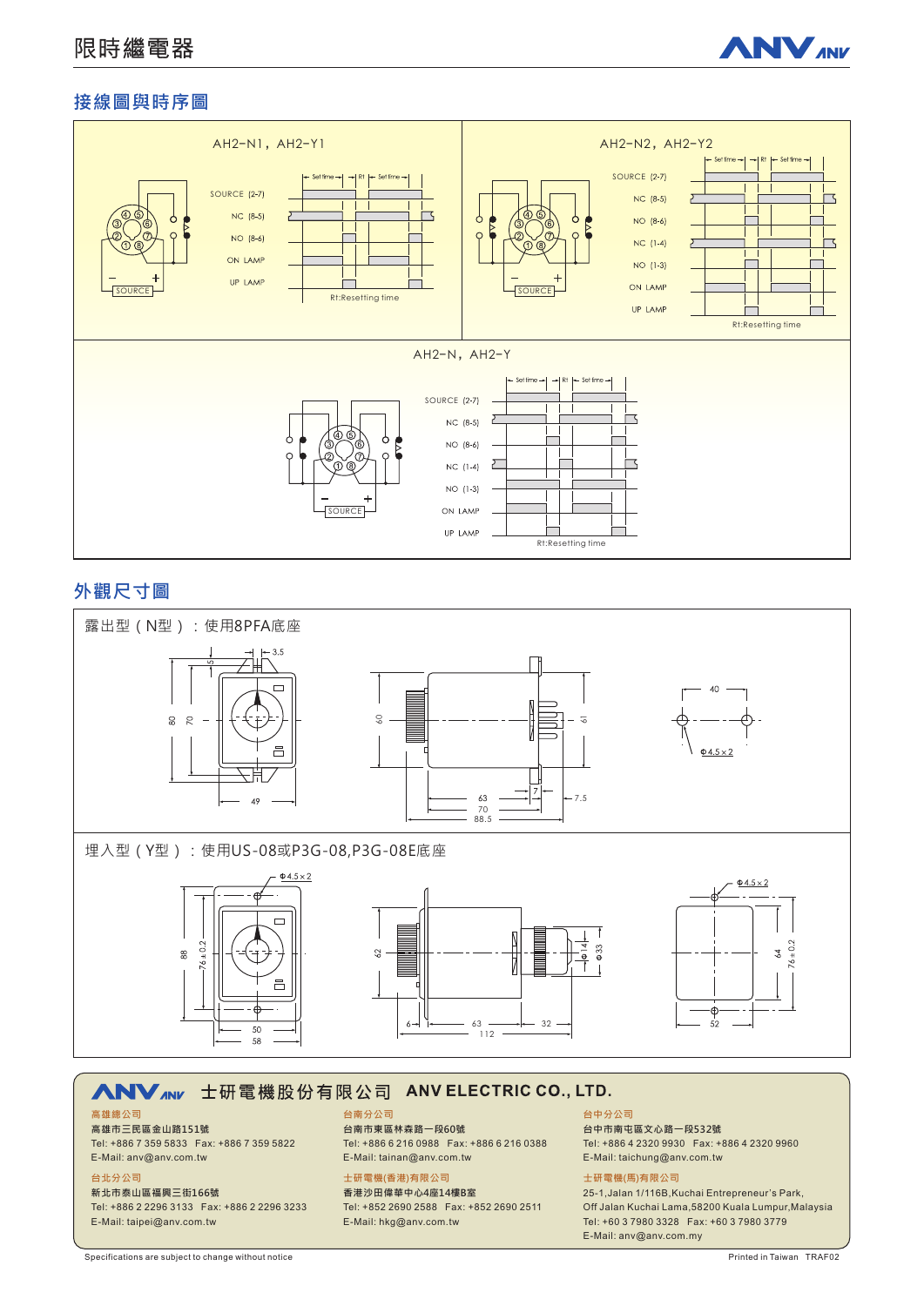# 限時繼電器

## 接線圖與時序圖

AH2-N1，AH2-Y1

SOURCE (2-7)
NC (8-5)
NO (8-6)
ON LAMP
UP LAMP
Set time
Rt
Set time
Rt:Resetting time
SOURCE

AH2-N2，AH2-Y2

SOURCE (2-7)
NC (8-5)
NO (8-6)
NC (1-4)
NO (1-3)
ON LAMP
UP LAMP
Set time
Rt
Set time
Rt:Resetting time
SOURCE

AH2-N，AH2-Y

SOURCE (2-7)
NC (8-5)
NO (8-6)
NC (1-4)
NO (1-3)
ON LAMP
UP LAMP
Set time
Rt
Set time
Rt:Resetting time
SOURCE

## 外觀尺寸圖

露出型（N型）：使用8PFA底座

3.5
5
80
70
49
60
63
70
88.5
7
7.5
61
40
Φ4.5×2

埋入型（Y型）：使用US-08或P3G-08,P3G-08E底座

Φ4.5×2
88
76±0.2
50
58
62
6
63
32
112
Φ14
Φ33
Φ4.5×2
64
76±0.2
52

---

**ANV** 士研電機股份有限公司 **ANV ELECTRIC CO., LTD.**

**高雄總公司**
**高雄市三民區金山路151號**
Tel: +886 7 359 5833 Fax: +886 7 359 5822
E-Mail: anv@anv.com.tw

**台南分公司**
**台南市東區林森路一段60號**
Tel: +886 6 216 0988 Fax: +886 6 216 0388
E-Mail: tainan@anv.com.tw

**台中分公司**
**台中市南屯區文心路一段532號**
Tel: +886 4 2320 9930 Fax: +886 4 2320 9960
E-Mail: taichung@anv.com.tw

**台北分公司**
**新北市泰山區福興三街166號**
Tel: +886 2 2296 3133 Fax: +886 2 2296 3233
E-Mail: taipei@anv.com.tw

**士研電機(香港)有限公司**
**香港沙田偉華中心4座14樓B室**
Tel: +852 2690 2588 Fax: +852 2690 2511
E-Mail: hkg@anv.com.tw

**士研電機(馬)有限公司**
25-1,Jalan 1/116B,Kuchai Entrepreneur's Park,
Off Jalan Kuchai Lama,58200 Kuala Lumpur,Malaysia
Tel: +60 3 7980 3328 Fax: +60 3 7980 3779
E-Mail: anv@anv.com.my

Specifications are subject to change without notice

Printed in Taiwan TRAF02